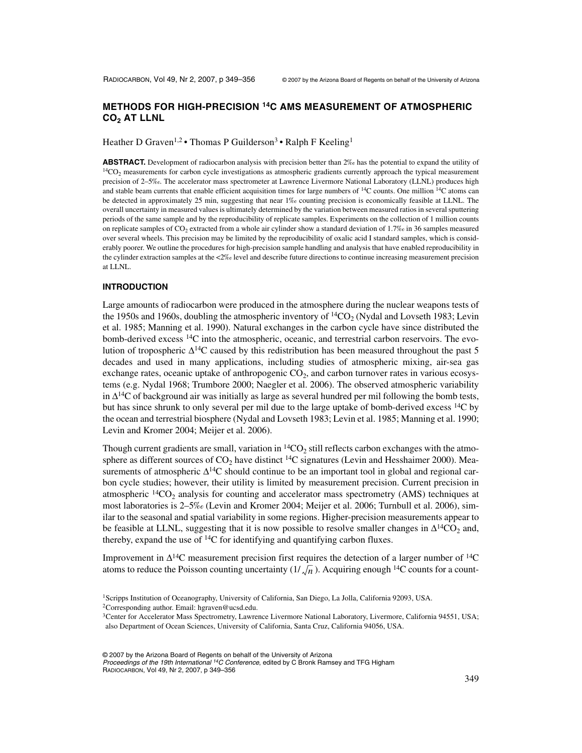# METHODS FOR HIGH-PRECISION $^{14}C$ AMS MEASUREMENT OF ATMOSPHERIC $CO_2$ AT LLNL

Heather D Graven[1,2] • Thomas P Guilderson[3] • Ralph F Keeling[1]

**ABSTRACT.** Development of radiocarbon analysis with precision better than 2‰ has the potential to expand the utility of $^{14}CO_2$ measurements for carbon cycle investigations as atmospheric gradients currently approach the typical measurement precision of 2–5‰. The accelerator mass spectrometer at Lawrence Livermore National Laboratory (LLNL) produces high and stable beam currents that enable efficient acquisition times for large numbers of $^{14}C$ counts. One million $^{14}C$ atoms can be detected in approximately 25 min, suggesting that near 1‰ counting precision is economically feasible at LLNL. The overall uncertainty in measured values is ultimately determined by the variation between measured ratios in several sputtering periods of the same sample and by the reproducibility of replicate samples. Experiments on the collection of 1 million counts on replicate samples of $CO_2$ extracted from a whole air cylinder show a standard deviation of 1.7‰ in 36 samples measured over several wheels. This precision may be limited by the reproducibility of oxalic acid I standard samples, which is considerably poorer. We outline the procedures for high-precision sample handling and analysis that have enabled reproducibility in the cylinder extraction samples at the <2‰ level and describe future directions to continue increasing measurement precision at LLNL.

## INTRODUCTION

Large amounts of radiocarbon were produced in the atmosphere during the nuclear weapons tests of the 1950s and 1960s, doubling the atmospheric inventory of $^{14}CO_2$ (Nydal and Lovseth 1983; Levin et al. 1985; Manning et al. 1990). Natural exchanges in the carbon cycle have since distributed the bomb-derived excess $^{14}C$ into the atmospheric, oceanic, and terrestrial carbon reservoirs. The evolution of tropospheric $\Delta^{14}C$ caused by this redistribution has been measured throughout the past 5 decades and used in many applications, including studies of atmospheric mixing, air-sea gas exchange rates, oceanic uptake of anthropogenic $CO_2$, and carbon turnover rates in various ecosystems (e.g. Nydal 1968; Trumbore 2000; Naegler et al. 2006). The observed atmospheric variability in $\Delta^{14}C$ of background air was initially as large as several hundred per mil following the bomb tests, but has since shrunk to only several per mil due to the large uptake of bomb-derived excess $^{14}C$ by the ocean and terrestrial biosphere (Nydal and Lovseth 1983; Levin et al. 1985; Manning et al. 1990; Levin and Kromer 2004; Meijer et al. 2006).

Though current gradients are small, variation in $^{14}CO_2$ still reflects carbon exchanges with the atmosphere as different sources of $CO_2$ have distinct $^{14}C$ signatures (Levin and Hesshaimer 2000). Measurements of atmospheric $\Delta^{14}C$ should continue to be an important tool in global and regional carbon cycle studies; however, their utility is limited by measurement precision. Current precision in atmospheric $^{14}CO_2$ analysis for counting and accelerator mass spectrometry (AMS) techniques at most laboratories is 2–5‰ (Levin and Kromer 2004; Meijer et al. 2006; Turnbull et al. 2006), similar to the seasonal and spatial variability in some regions. Higher-precision measurements appear to be feasible at LLNL, suggesting that it is now possible to resolve smaller changes in $\Delta^{14}CO_2$ and, thereby, expand the use of $^{14}C$ for identifying and quantifying carbon fluxes.

Improvement in $\Delta^{14}C$ measurement precision first requires the detection of a larger number of $^{14}C$ atoms to reduce the Poisson counting uncertainty ($1/\sqrt{n}$). Acquiring enough $^{14}C$ counts for a count-

[1]Scripps Institution of Oceanography, University of California, San Diego, La Jolla, California 92093, USA.
[2]Corresponding author. Email: hgraven@ucsd.edu.
[3]Center for Accelerator Mass Spectrometry, Lawrence Livermore National Laboratory, Livermore, California 94551, USA; also Department of Ocean Sciences, University of California, Santa Cruz, California 94056, USA.

© 2007 by the Arizona Board of Regents on behalf of the University of Arizona
*Proceedings of the 19th International $^{14}C$ Conference*, edited by C Bronk Ramsey and TFG Higham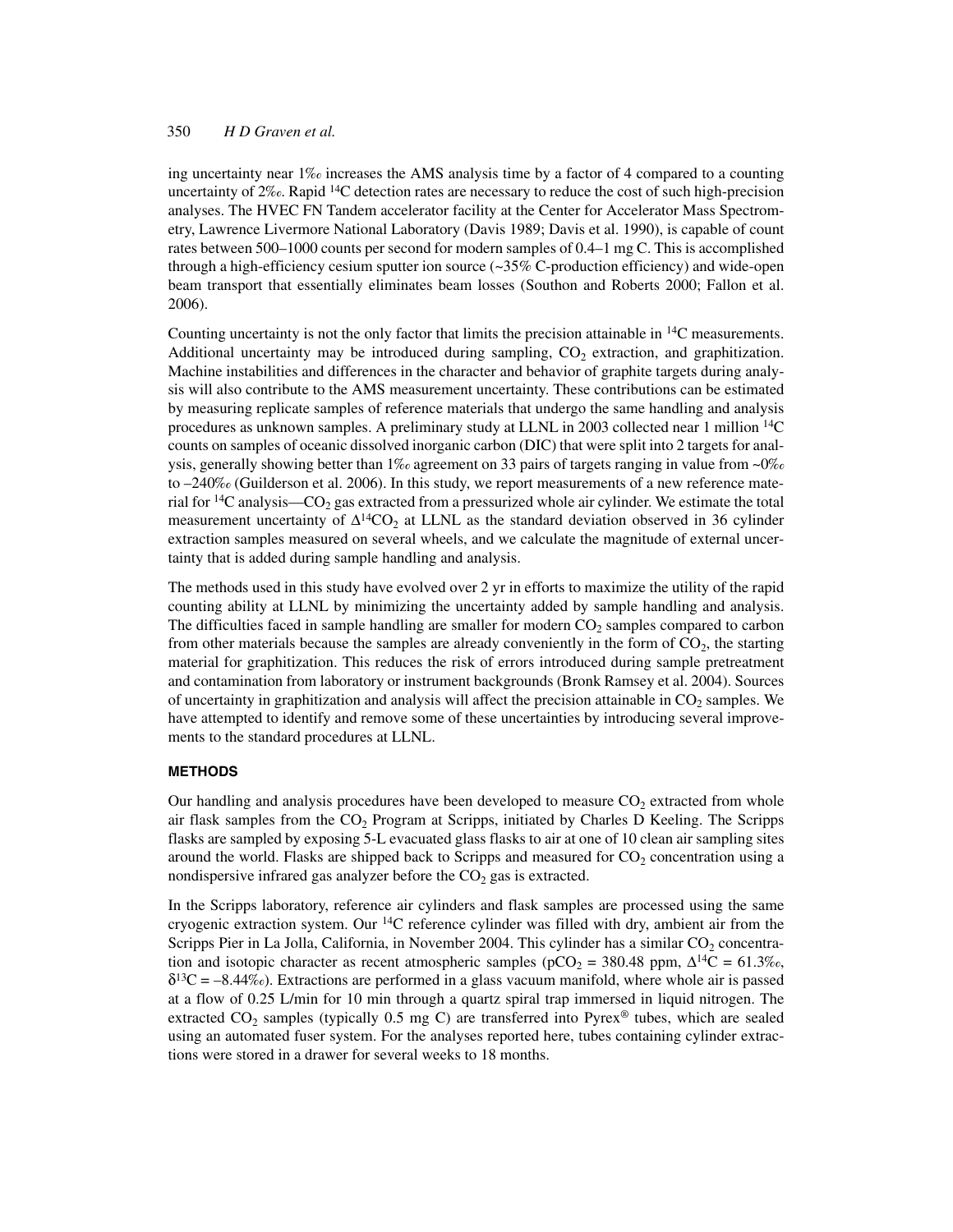ing uncertainty near 1‰ increases the AMS analysis time by a factor of 4 compared to a counting uncertainty of 2‰. Rapid $^{14}C$ detection rates are necessary to reduce the cost of such high-precision analyses. The HVEC FN Tandem accelerator facility at the Center for Accelerator Mass Spectrometry, Lawrence Livermore National Laboratory (Davis 1989; Davis et al. 1990), is capable of count rates between 500–1000 counts per second for modern samples of 0.4–1 mg C. This is accomplished through a high-efficiency cesium sputter ion source (~35% C-production efficiency) and wide-open beam transport that essentially eliminates beam losses (Southon and Roberts 2000; Fallon et al. 2006).

Counting uncertainty is not the only factor that limits the precision attainable in $^{14}C$ measurements. Additional uncertainty may be introduced during sampling, $CO_2$ extraction, and graphitization. Machine instabilities and differences in the character and behavior of graphite targets during analysis will also contribute to the AMS measurement uncertainty. These contributions can be estimated by measuring replicate samples of reference materials that undergo the same handling and analysis procedures as unknown samples. A preliminary study at LLNL in 2003 collected near 1 million $^{14}C$ counts on samples of oceanic dissolved inorganic carbon (DIC) that were split into 2 targets for analysis, generally showing better than 1‰ agreement on 33 pairs of targets ranging in value from ~0‰ to –240‰ (Guilderson et al. 2006). In this study, we report measurements of a new reference material for $^{14}C$ analysis—$CO_2$ gas extracted from a pressurized whole air cylinder. We estimate the total measurement uncertainty of $\Delta^{14}CO_2$ at LLNL as the standard deviation observed in 36 cylinder extraction samples measured on several wheels, and we calculate the magnitude of external uncertainty that is added during sample handling and analysis.

The methods used in this study have evolved over 2 yr in efforts to maximize the utility of the rapid counting ability at LLNL by minimizing the uncertainty added by sample handling and analysis. The difficulties faced in sample handling are smaller for modern $CO_2$ samples compared to carbon from other materials because the samples are already conveniently in the form of $CO_2$, the starting material for graphitization. This reduces the risk of errors introduced during sample pretreatment and contamination from laboratory or instrument backgrounds (Bronk Ramsey et al. 2004). Sources of uncertainty in graphitization and analysis will affect the precision attainable in $CO_2$ samples. We have attempted to identify and remove some of these uncertainties by introducing several improvements to the standard procedures at LLNL.

## METHODS

Our handling and analysis procedures have been developed to measure $CO_2$ extracted from whole air flask samples from the $CO_2$ Program at Scripps, initiated by Charles D Keeling. The Scripps flasks are sampled by exposing 5-L evacuated glass flasks to air at one of 10 clean air sampling sites around the world. Flasks are shipped back to Scripps and measured for $CO_2$ concentration using a nondispersive infrared gas analyzer before the $CO_2$ gas is extracted.

In the Scripps laboratory, reference air cylinders and flask samples are processed using the same cryogenic extraction system. Our $^{14}C$ reference cylinder was filled with dry, ambient air from the Scripps Pier in La Jolla, California, in November 2004. This cylinder has a similar $CO_2$ concentration and isotopic character as recent atmospheric samples ($pCO_2$ = 380.48 ppm, $\Delta^{14}C$ = 61.3‰, $\delta^{13}C$ = –8.44‰). Extractions are performed in a glass vacuum manifold, where whole air is passed at a flow of 0.25 L/min for 10 min through a quartz spiral trap immersed in liquid nitrogen. The extracted $CO_2$ samples (typically 0.5 mg C) are transferred into Pyrex® tubes, which are sealed using an automated fuser system. For the analyses reported here, tubes containing cylinder extractions were stored in a drawer for several weeks to 18 months.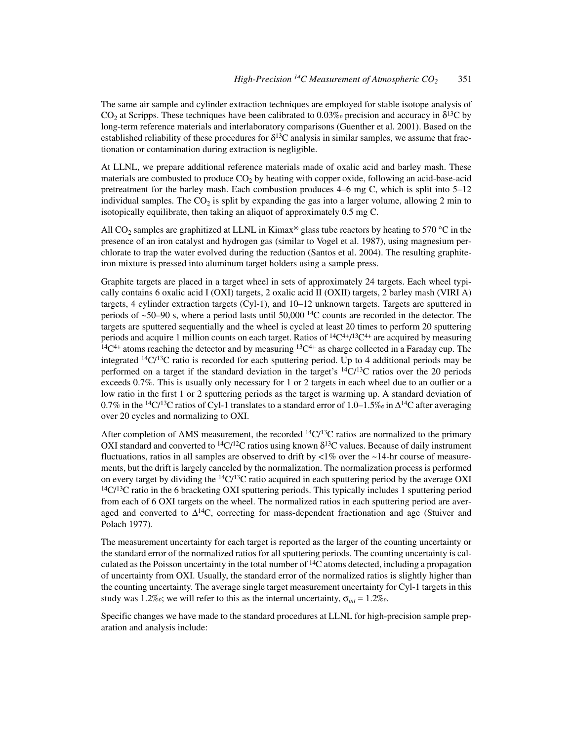The same air sample and cylinder extraction techniques are employed for stable isotope analysis of $CO_2$ at Scripps. These techniques have been calibrated to 0.03‰ precision and accuracy in $\delta^{13}C$ by long-term reference materials and interlaboratory comparisons (Guenther et al. 2001). Based on the established reliability of these procedures for $\delta^{13}C$ analysis in similar samples, we assume that fractionation or contamination during extraction is negligible.

At LLNL, we prepare additional reference materials made of oxalic acid and barley mash. These materials are combusted to produce $CO_2$ by heating with copper oxide, following an acid-base-acid pretreatment for the barley mash. Each combustion produces 4–6 mg C, which is split into 5–12 individual samples. The $CO_2$ is split by expanding the gas into a larger volume, allowing 2 min to isotopically equilibrate, then taking an aliquot of approximately 0.5 mg C.

All $CO_2$ samples are graphitized at LLNL in Kimax® glass tube reactors by heating to 570 °C in the presence of an iron catalyst and hydrogen gas (similar to Vogel et al. 1987), using magnesium perchlorate to trap the water evolved during the reduction (Santos et al. 2004). The resulting graphite-iron mixture is pressed into aluminum target holders using a sample press.

Graphite targets are placed in a target wheel in sets of approximately 24 targets. Each wheel typically contains 6 oxalic acid I (OXI) targets, 2 oxalic acid II (OXII) targets, 2 barley mash (VIRI A) targets, 4 cylinder extraction targets (Cyl-1), and 10–12 unknown targets. Targets are sputtered in periods of ~50–90 s, where a period lasts until 50,000 $^{14}C$ counts are recorded in the detector. The targets are sputtered sequentially and the wheel is cycled at least 20 times to perform 20 sputtering periods and acquire 1 million counts on each target. Ratios of $^{14}C^{4+}/^{13}C^{4+}$ are acquired by measuring $^{14}C^{4+}$ atoms reaching the detector and by measuring $^{13}C^{4+}$ as charge collected in a Faraday cup. The integrated $^{14}C/^{13}C$ ratio is recorded for each sputtering period. Up to 4 additional periods may be performed on a target if the standard deviation in the target's $^{14}C/^{13}C$ ratios over the 20 periods exceeds 0.7%. This is usually only necessary for 1 or 2 targets in each wheel due to an outlier or a low ratio in the first 1 or 2 sputtering periods as the target is warming up. A standard deviation of 0.7% in the $^{14}C/^{13}C$ ratios of Cyl-1 translates to a standard error of 1.0–1.5‰ in $\Delta^{14}C$ after averaging over 20 cycles and normalizing to OXI.

After completion of AMS measurement, the recorded $^{14}C/^{13}C$ ratios are normalized to the primary OXI standard and converted to $^{14}C/^{12}C$ ratios using known $\delta^{13}C$ values. Because of daily instrument fluctuations, ratios in all samples are observed to drift by <1% over the ~14-hr course of measurements, but the drift is largely canceled by the normalization. The normalization process is performed on every target by dividing the $^{14}C/^{13}C$ ratio acquired in each sputtering period by the average OXI $^{14}C/^{13}C$ ratio in the 6 bracketing OXI sputtering periods. This typically includes 1 sputtering period from each of 6 OXI targets on the wheel. The normalized ratios in each sputtering period are averaged and converted to $\Delta^{14}C$, correcting for mass-dependent fractionation and age (Stuiver and Polach 1977).

The measurement uncertainty for each target is reported as the larger of the counting uncertainty or the standard error of the normalized ratios for all sputtering periods. The counting uncertainty is calculated as the Poisson uncertainty in the total number of $^{14}C$ atoms detected, including a propagation of uncertainty from OXI. Usually, the standard error of the normalized ratios is slightly higher than the counting uncertainty. The average single target measurement uncertainty for Cyl-1 targets in this study was 1.2‰; we will refer to this as the internal uncertainty, $\sigma_{int}$ = 1.2‰.

Specific changes we have made to the standard procedures at LLNL for high-precision sample preparation and analysis include: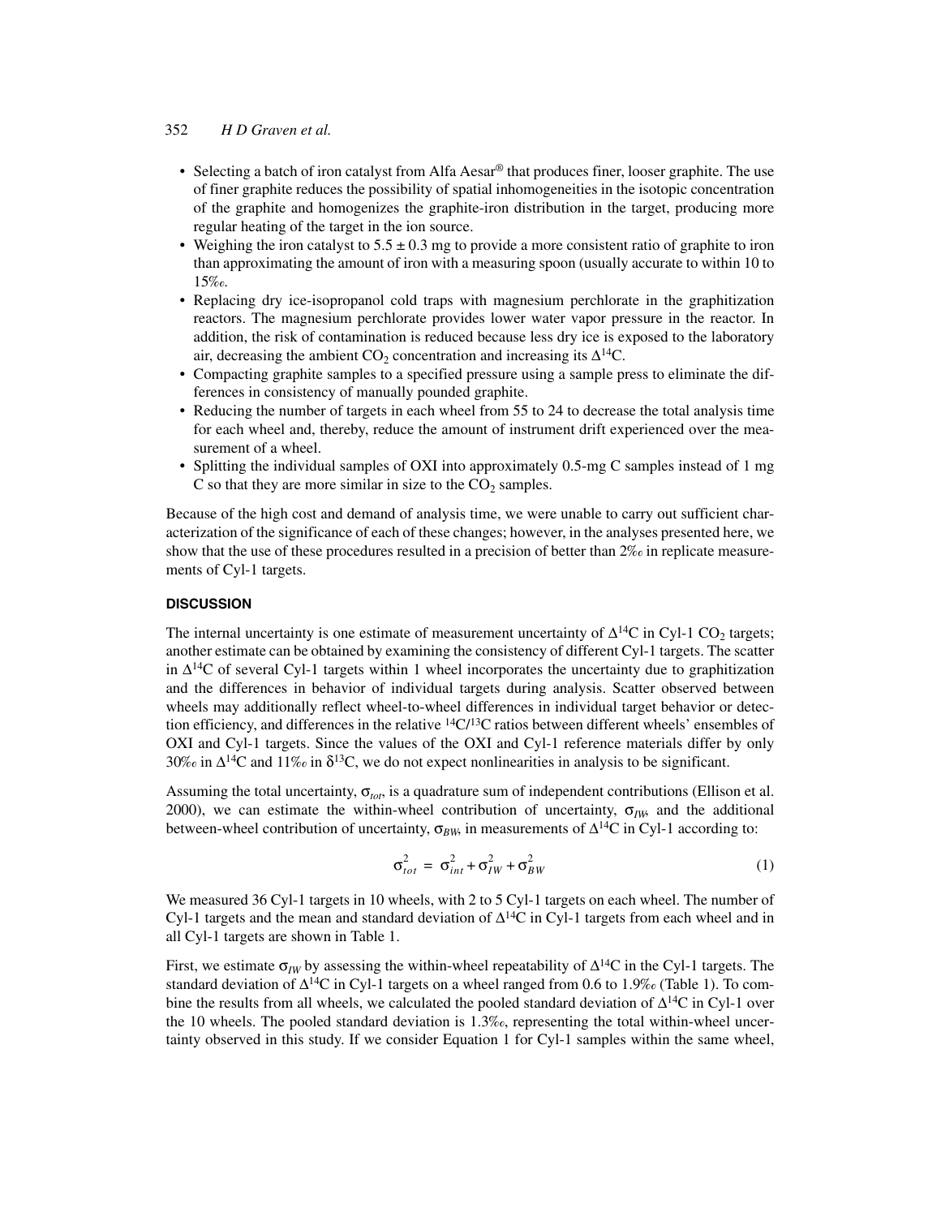- Selecting a batch of iron catalyst from Alfa Aesar® that produces finer, looser graphite. The use of finer graphite reduces the possibility of spatial inhomogeneities in the isotopic concentration of the graphite and homogenizes the graphite-iron distribution in the target, producing more regular heating of the target in the ion source.
- Weighing the iron catalyst to 5.5 ± 0.3 mg to provide a more consistent ratio of graphite to iron than approximating the amount of iron with a measuring spoon (usually accurate to within 10 to 15‰.
- Replacing dry ice-isopropanol cold traps with magnesium perchlorate in the graphitization reactors. The magnesium perchlorate provides lower water vapor pressure in the reactor. In addition, the risk of contamination is reduced because less dry ice is exposed to the laboratory air, decreasing the ambient $CO_2$ concentration and increasing its $\Delta^{14}C$.
- Compacting graphite samples to a specified pressure using a sample press to eliminate the differences in consistency of manually pounded graphite.
- Reducing the number of targets in each wheel from 55 to 24 to decrease the total analysis time for each wheel and, thereby, reduce the amount of instrument drift experienced over the measurement of a wheel.
- Splitting the individual samples of OXI into approximately 0.5-mg C samples instead of 1 mg C so that they are more similar in size to the $CO_2$ samples.

Because of the high cost and demand of analysis time, we were unable to carry out sufficient characterization of the significance of each of these changes; however, in the analyses presented here, we show that the use of these procedures resulted in a precision of better than 2‰ in replicate measurements of Cyl-1 targets.

## DISCUSSION

The internal uncertainty is one estimate of measurement uncertainty of $\Delta^{14}C$ in Cyl-1 $CO_2$ targets; another estimate can be obtained by examining the consistency of different Cyl-1 targets. The scatter in $\Delta^{14}C$ of several Cyl-1 targets within 1 wheel incorporates the uncertainty due to graphitization and the differences in behavior of individual targets during analysis. Scatter observed between wheels may additionally reflect wheel-to-wheel differences in individual target behavior or detection efficiency, and differences in the relative $^{14}C/^{13}C$ ratios between different wheels' ensembles of OXI and Cyl-1 targets. Since the values of the OXI and Cyl-1 reference materials differ by only 30‰ in $\Delta^{14}C$ and 11‰ in $\delta^{13}C$, we do not expect nonlinearities in analysis to be significant.

Assuming the total uncertainty, $\sigma_{tot}$, is a quadrature sum of independent contributions (Ellison et al. 2000), we can estimate the within-wheel contribution of uncertainty, $\sigma_{IW}$, and the additional between-wheel contribution of uncertainty, $\sigma_{BW}$, in measurements of $\Delta^{14}C$ in Cyl-1 according to:

$$\sigma_{tot}^2 = \sigma_{int}^2 + \sigma_{IW}^2 + \sigma_{BW}^2 \tag{1}$$

We measured 36 Cyl-1 targets in 10 wheels, with 2 to 5 Cyl-1 targets on each wheel. The number of Cyl-1 targets and the mean and standard deviation of $\Delta^{14}C$ in Cyl-1 targets from each wheel and in all Cyl-1 targets are shown in Table 1.

First, we estimate $\sigma_{IW}$ by assessing the within-wheel repeatability of $\Delta^{14}C$ in the Cyl-1 targets. The standard deviation of $\Delta^{14}C$ in Cyl-1 targets on a wheel ranged from 0.6 to 1.9‰ (Table 1). To combine the results from all wheels, we calculated the pooled standard deviation of $\Delta^{14}C$ in Cyl-1 over the 10 wheels. The pooled standard deviation is 1.3‰, representing the total within-wheel uncertainty observed in this study. If we consider Equation 1 for Cyl-1 samples within the same wheel,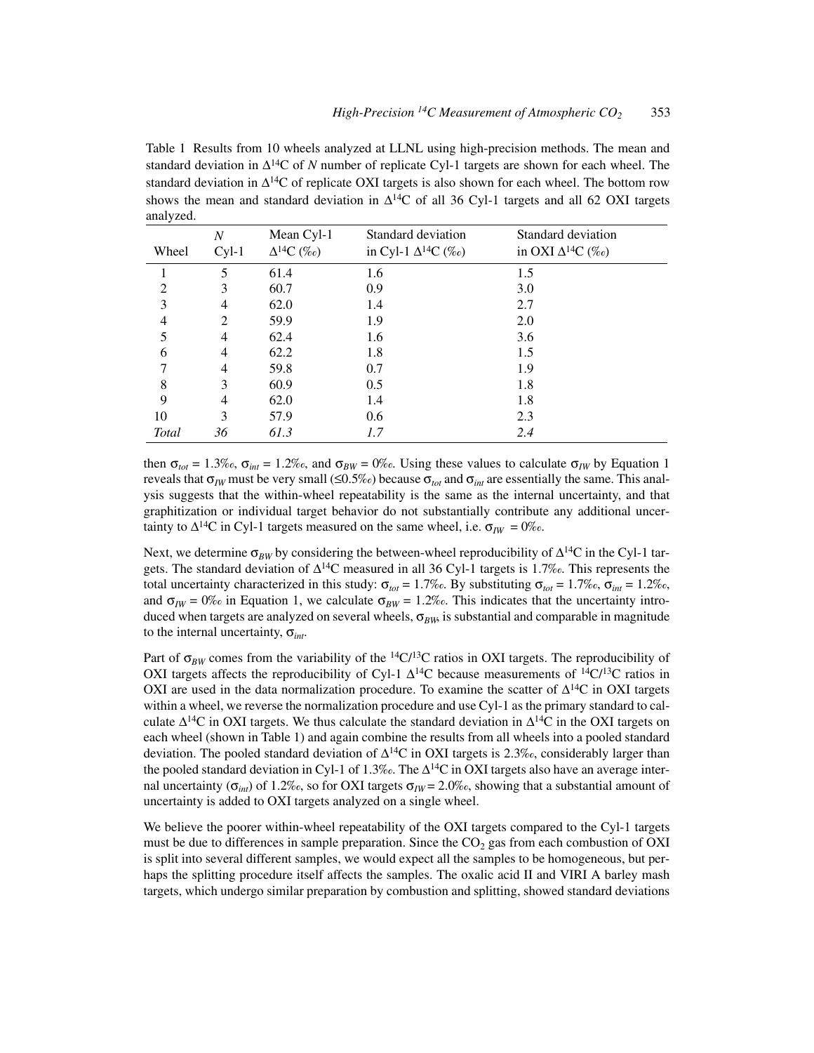Table 1 Results from 10 wheels analyzed at LLNL using high-precision methods. The mean and standard deviation in $\Delta^{14}C$ of *N* number of replicate Cyl-1 targets are shown for each wheel. The standard deviation in $\Delta^{14}C$ of replicate OXI targets is also shown for each wheel. The bottom row shows the mean and standard deviation in $\Delta^{14}C$ of all 36 Cyl-1 targets and all 62 OXI targets analyzed.

| Wheel | *N* Cyl-1 | Mean Cyl-1 $\Delta^{14}C$ (‰) | Standard deviation in Cyl-1 $\Delta^{14}C$ (‰) | Standard deviation in OXI $\Delta^{14}C$ (‰) |
|---|---|---|---|---|
| 1 | 5 | 61.4 | 1.6 | 1.5 |
| 2 | 3 | 60.7 | 0.9 | 3.0 |
| 3 | 4 | 62.0 | 1.4 | 2.7 |
| 4 | 2 | 59.9 | 1.9 | 2.0 |
| 5 | 4 | 62.4 | 1.6 | 3.6 |
| 6 | 4 | 62.2 | 1.8 | 1.5 |
| 7 | 4 | 59.8 | 0.7 | 1.9 |
| 8 | 3 | 60.9 | 0.5 | 1.8 |
| 9 | 4 | 62.0 | 1.4 | 1.8 |
| 10 | 3 | 57.9 | 0.6 | 2.3 |
| *Total* | *36* | *61.3* | *1.7* | *2.4* |

then $\sigma_{tot}$ = 1.3‰, $\sigma_{int}$ = 1.2‰, and $\sigma_{BW}$ = 0‰. Using these values to calculate $\sigma_{IW}$ by Equation 1 reveals that $\sigma_{IW}$ must be very small (≤0.5‰) because $\sigma_{tot}$ and $\sigma_{int}$ are essentially the same. This analysis suggests that the within-wheel repeatability is the same as the internal uncertainty, and that graphitization or individual target behavior do not substantially contribute any additional uncertainty to $\Delta^{14}C$ in Cyl-1 targets measured on the same wheel, i.e. $\sigma_{IW}$ = 0‰.

Next, we determine $\sigma_{BW}$ by considering the between-wheel reproducibility of $\Delta^{14}C$ in the Cyl-1 targets. The standard deviation of $\Delta^{14}C$ measured in all 36 Cyl-1 targets is 1.7‰. This represents the total uncertainty characterized in this study: $\sigma_{tot}$ = 1.7‰. By substituting $\sigma_{tot}$ = 1.7‰, $\sigma_{int}$ = 1.2‰, and $\sigma_{IW}$ = 0‰ in Equation 1, we calculate $\sigma_{BW}$ = 1.2‰. This indicates that the uncertainty introduced when targets are analyzed on several wheels, $\sigma_{BW}$, is substantial and comparable in magnitude to the internal uncertainty, $\sigma_{int}$.

Part of $\sigma_{BW}$ comes from the variability of the $^{14}C/^{13}C$ ratios in OXI targets. The reproducibility of OXI targets affects the reproducibility of Cyl-1 $\Delta^{14}C$ because measurements of $^{14}C/^{13}C$ ratios in OXI are used in the data normalization procedure. To examine the scatter of $\Delta^{14}C$ in OXI targets within a wheel, we reverse the normalization procedure and use Cyl-1 as the primary standard to calculate $\Delta^{14}C$ in OXI targets. We thus calculate the standard deviation in $\Delta^{14}C$ in the OXI targets on each wheel (shown in Table 1) and again combine the results from all wheels into a pooled standard deviation. The pooled standard deviation of $\Delta^{14}C$ in OXI targets is 2.3‰, considerably larger than the pooled standard deviation in Cyl-1 of 1.3‰. The $\Delta^{14}C$ in OXI targets also have an average internal uncertainty ($\sigma_{int}$) of 1.2‰, so for OXI targets $\sigma_{IW}$ = 2.0‰, showing that a substantial amount of uncertainty is added to OXI targets analyzed on a single wheel.

We believe the poorer within-wheel repeatability of the OXI targets compared to the Cyl-1 targets must be due to differences in sample preparation. Since the $CO_2$ gas from each combustion of OXI is split into several different samples, we would expect all the samples to be homogeneous, but perhaps the splitting procedure itself affects the samples. The oxalic acid II and VIRI A barley mash targets, which undergo similar preparation by combustion and splitting, showed standard deviations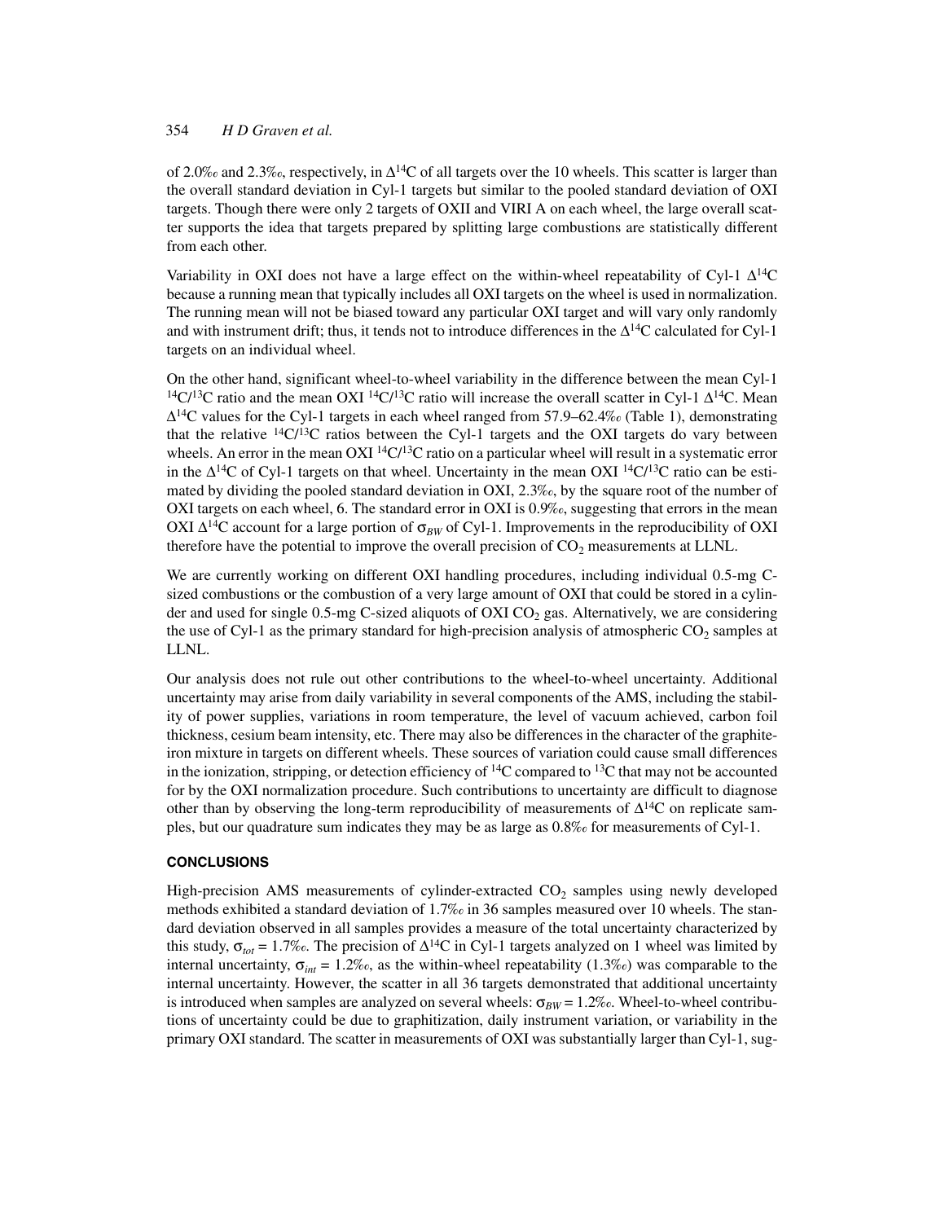of 2.0‰ and 2.3‰, respectively, in $\Delta^{14}C$ of all targets over the 10 wheels. This scatter is larger than the overall standard deviation in Cyl-1 targets but similar to the pooled standard deviation of OXI targets. Though there were only 2 targets of OXII and VIRI A on each wheel, the large overall scatter supports the idea that targets prepared by splitting large combustions are statistically different from each other.

Variability in OXI does not have a large effect on the within-wheel repeatability of Cyl-1 $\Delta^{14}C$ because a running mean that typically includes all OXI targets on the wheel is used in normalization. The running mean will not be biased toward any particular OXI target and will vary only randomly and with instrument drift; thus, it tends not to introduce differences in the $\Delta^{14}C$ calculated for Cyl-1 targets on an individual wheel.

On the other hand, significant wheel-to-wheel variability in the difference between the mean Cyl-1 $^{14}C/^{13}C$ ratio and the mean OXI $^{14}C/^{13}C$ ratio will increase the overall scatter in Cyl-1 $\Delta^{14}C$. Mean $\Delta^{14}C$ values for the Cyl-1 targets in each wheel ranged from 57.9–62.4‰ (Table 1), demonstrating that the relative $^{14}C/^{13}C$ ratios between the Cyl-1 targets and the OXI targets do vary between wheels. An error in the mean OXI $^{14}C/^{13}C$ ratio on a particular wheel will result in a systematic error in the $\Delta^{14}C$ of Cyl-1 targets on that wheel. Uncertainty in the mean OXI $^{14}C/^{13}C$ ratio can be estimated by dividing the pooled standard deviation in OXI, 2.3‰, by the square root of the number of OXI targets on each wheel, 6. The standard error in OXI is 0.9‰, suggesting that errors in the mean OXI $\Delta^{14}C$ account for a large portion of $\sigma_{BW}$ of Cyl-1. Improvements in the reproducibility of OXI therefore have the potential to improve the overall precision of $CO_2$ measurements at LLNL.

We are currently working on different OXI handling procedures, including individual 0.5-mg C-sized combustions or the combustion of a very large amount of OXI that could be stored in a cylinder and used for single 0.5-mg C-sized aliquots of OXI $CO_2$ gas. Alternatively, we are considering the use of Cyl-1 as the primary standard for high-precision analysis of atmospheric $CO_2$ samples at LLNL.

Our analysis does not rule out other contributions to the wheel-to-wheel uncertainty. Additional uncertainty may arise from daily variability in several components of the AMS, including the stability of power supplies, variations in room temperature, the level of vacuum achieved, carbon foil thickness, cesium beam intensity, etc. There may also be differences in the character of the graphite-iron mixture in targets on different wheels. These sources of variation could cause small differences in the ionization, stripping, or detection efficiency of $^{14}C$ compared to $^{13}C$ that may not be accounted for by the OXI normalization procedure. Such contributions to uncertainty are difficult to diagnose other than by observing the long-term reproducibility of measurements of $\Delta^{14}C$ on replicate samples, but our quadrature sum indicates they may be as large as 0.8‰ for measurements of Cyl-1.

## CONCLUSIONS

High-precision AMS measurements of cylinder-extracted $CO_2$ samples using newly developed methods exhibited a standard deviation of 1.7‰ in 36 samples measured over 10 wheels. The standard deviation observed in all samples provides a measure of the total uncertainty characterized by this study, $\sigma_{tot}$ = 1.7‰. The precision of $\Delta^{14}C$ in Cyl-1 targets analyzed on 1 wheel was limited by internal uncertainty, $\sigma_{int}$ = 1.2‰, as the within-wheel repeatability (1.3‰) was comparable to the internal uncertainty. However, the scatter in all 36 targets demonstrated that additional uncertainty is introduced when samples are analyzed on several wheels: $\sigma_{BW}$ = 1.2‰. Wheel-to-wheel contributions of uncertainty could be due to graphitization, daily instrument variation, or variability in the primary OXI standard. The scatter in measurements of OXI was substantially larger than Cyl-1, sug-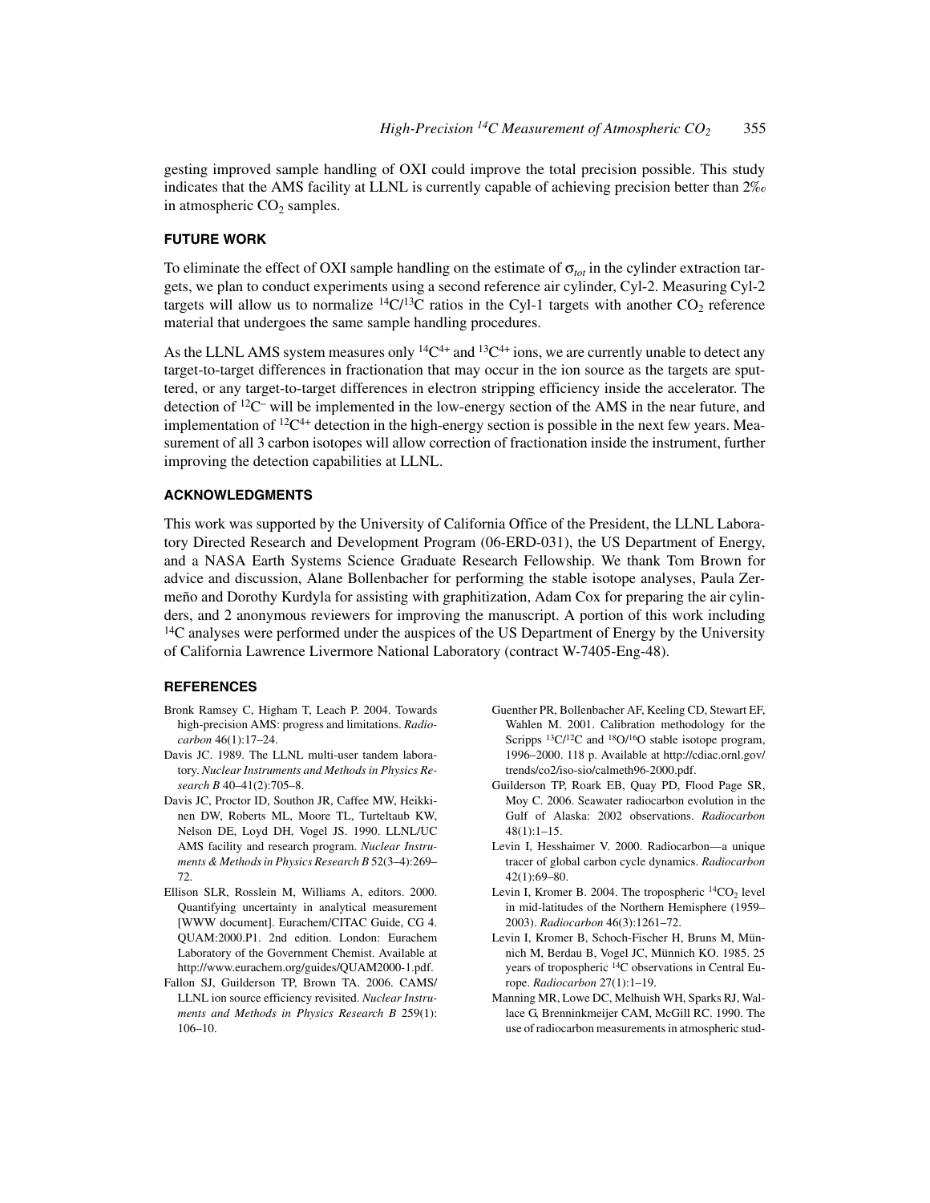gesting improved sample handling of OXI could improve the total precision possible. This study indicates that the AMS facility at LLNL is currently capable of achieving precision better than 2‰ in atmospheric $CO_2$ samples.

## FUTURE WORK

To eliminate the effect of OXI sample handling on the estimate of $\sigma_{tot}$ in the cylinder extraction targets, we plan to conduct experiments using a second reference air cylinder, Cyl-2. Measuring Cyl-2 targets will allow us to normalize $^{14}C/^{13}C$ ratios in the Cyl-1 targets with another $CO_2$ reference material that undergoes the same sample handling procedures.

As the LLNL AMS system measures only $^{14}C^{4+}$ and $^{13}C^{4+}$ ions, we are currently unable to detect any target-to-target differences in fractionation that may occur in the ion source as the targets are sputtered, or any target-to-target differences in electron stripping efficiency inside the accelerator. The detection of $^{12}C^{-}$ will be implemented in the low-energy section of the AMS in the near future, and implementation of $^{12}C^{4+}$ detection in the high-energy section is possible in the next few years. Measurement of all 3 carbon isotopes will allow correction of fractionation inside the instrument, further improving the detection capabilities at LLNL.

## ACKNOWLEDGMENTS

This work was supported by the University of California Office of the President, the LLNL Laboratory Directed Research and Development Program (06-ERD-031), the US Department of Energy, and a NASA Earth Systems Science Graduate Research Fellowship. We thank Tom Brown for advice and discussion, Alane Bollenbacher for performing the stable isotope analyses, Paula Zermeño and Dorothy Kurdyla for assisting with graphitization, Adam Cox for preparing the air cylinders, and 2 anonymous reviewers for improving the manuscript. A portion of this work including $^{14}C$ analyses were performed under the auspices of the US Department of Energy by the University of California Lawrence Livermore National Laboratory (contract W-7405-Eng-48).

## REFERENCES

Bronk Ramsey C, Higham T, Leach P. 2004. Towards high-precision AMS: progress and limitations. *Radiocarbon* 46(1):17–24.

Davis JC. 1989. The LLNL multi-user tandem laboratory. *Nuclear Instruments and Methods in Physics Research B* 40–41(2):705–8.

Davis JC, Proctor ID, Southon JR, Caffee MW, Heikkinen DW, Roberts ML, Moore TL, Turteltaub KW, Nelson DE, Loyd DH, Vogel JS. 1990. LLNL/UC AMS facility and research program. *Nuclear Instruments & Methods in Physics Research B* 52(3–4):269–72.

Ellison SLR, Rosslein M, Williams A, editors. 2000. Quantifying uncertainty in analytical measurement [WWW document]. Eurachem/CITAC Guide, CG 4. QUAM:2000.P1. 2nd edition. London: Eurachem Laboratory of the Government Chemist. Available at http://www.eurachem.org/guides/QUAM2000-1.pdf.

Fallon SJ, Guilderson TP, Brown TA. 2006. CAMS/LLNL ion source efficiency revisited. *Nuclear Instruments and Methods in Physics Research B* 259(1): 106–10.

Guenther PR, Bollenbacher AF, Keeling CD, Stewart EF, Wahlen M. 2001. Calibration methodology for the Scripps $^{13}C/^{12}C$ and $^{18}O/^{16}O$ stable isotope program, 1996–2000. 118 p. Available at http://cdiac.ornl.gov/trends/co2/iso-sio/calmeth96-2000.pdf.

Guilderson TP, Roark EB, Quay PD, Flood Page SR, Moy C. 2006. Seawater radiocarbon evolution in the Gulf of Alaska: 2002 observations. *Radiocarbon* 48(1):1–15.

Levin I, Hesshaimer V. 2000. Radiocarbon—a unique tracer of global carbon cycle dynamics. *Radiocarbon* 42(1):69–80.

Levin I, Kromer B. 2004. The tropospheric $^{14}CO_2$ level in mid-latitudes of the Northern Hemisphere (1959–2003). *Radiocarbon* 46(3):1261–72.

Levin I, Kromer B, Schoch-Fischer H, Bruns M, Münnich M, Berdau B, Vogel JC, Münnich KO. 1985. 25 years of tropospheric $^{14}C$ observations in Central Europe. *Radiocarbon* 27(1):1–19.

Manning MR, Lowe DC, Melhuish WH, Sparks RJ, Wallace G, Brenninkmeijer CAM, McGill RC. 1990. The use of radiocarbon measurements in atmospheric stud-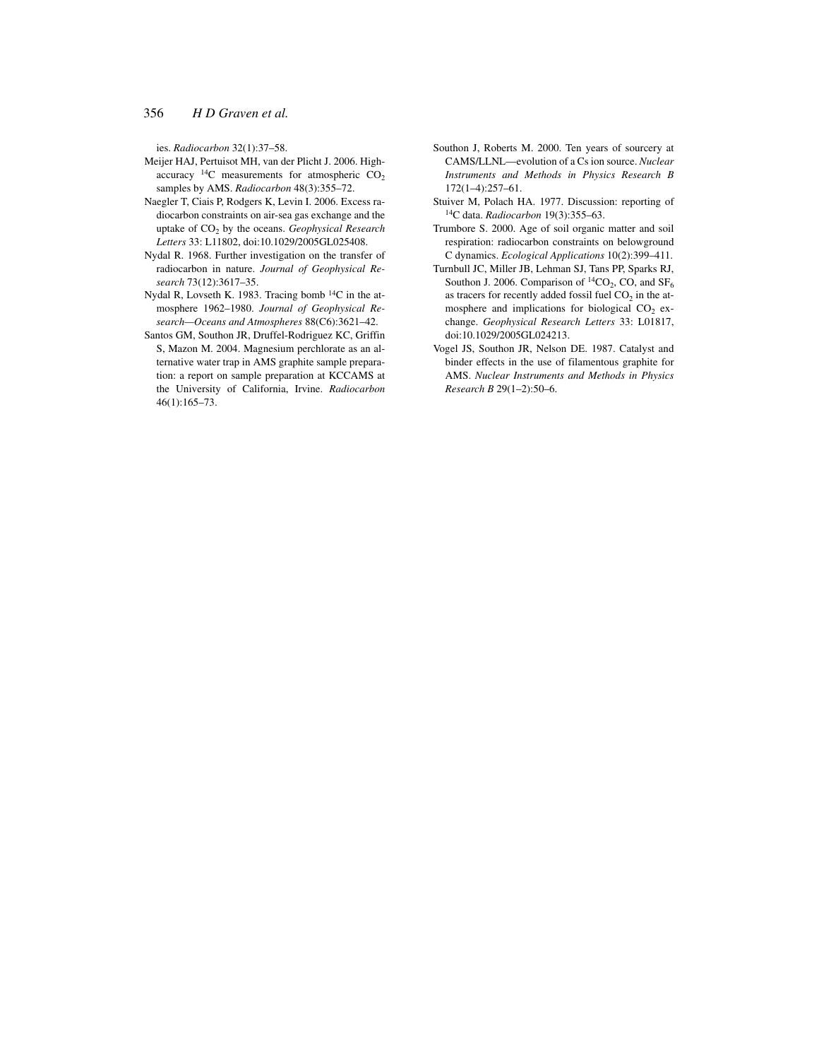ies. *Radiocarbon* 32(1):37–58.

Meijer HAJ, Pertuisot MH, van der Plicht J. 2006. High-accuracy $^{14}C$ measurements for atmospheric $CO_2$ samples by AMS. *Radiocarbon* 48(3):355–72.

Naegler T, Ciais P, Rodgers K, Levin I. 2006. Excess radiocarbon constraints on air-sea gas exchange and the uptake of $CO_2$ by the oceans. *Geophysical Research Letters* 33: L11802, doi:10.1029/2005GL025408.

Nydal R. 1968. Further investigation on the transfer of radiocarbon in nature. *Journal of Geophysical Research* 73(12):3617–35.

Nydal R, Lovseth K. 1983. Tracing bomb $^{14}C$ in the atmosphere 1962–1980. *Journal of Geophysical Research—Oceans and Atmospheres* 88(C6):3621–42.

Santos GM, Southon JR, Druffel-Rodriguez KC, Griffin S, Mazon M. 2004. Magnesium perchlorate as an alternative water trap in AMS graphite sample preparation: a report on sample preparation at KCCAMS at the University of California, Irvine. *Radiocarbon* 46(1):165–73.

Southon J, Roberts M. 2000. Ten years of sourcery at CAMS/LLNL—evolution of a Cs ion source. *Nuclear Instruments and Methods in Physics Research B* 172(1–4):257–61.

Stuiver M, Polach HA. 1977. Discussion: reporting of $^{14}C$ data. *Radiocarbon* 19(3):355–63.

Trumbore S. 2000. Age of soil organic matter and soil respiration: radiocarbon constraints on belowground C dynamics. *Ecological Applications* 10(2):399–411.

Turnbull JC, Miller JB, Lehman SJ, Tans PP, Sparks RJ, Southon J. 2006. Comparison of $^{14}CO_2$, CO, and $SF_6$ as tracers for recently added fossil fuel $CO_2$ in the atmosphere and implications for biological $CO_2$ exchange. *Geophysical Research Letters* 33: L01817, doi:10.1029/2005GL024213.

Vogel JS, Southon JR, Nelson DE. 1987. Catalyst and binder effects in the use of filamentous graphite for AMS. *Nuclear Instruments and Methods in Physics Research B* 29(1–2):50–6.